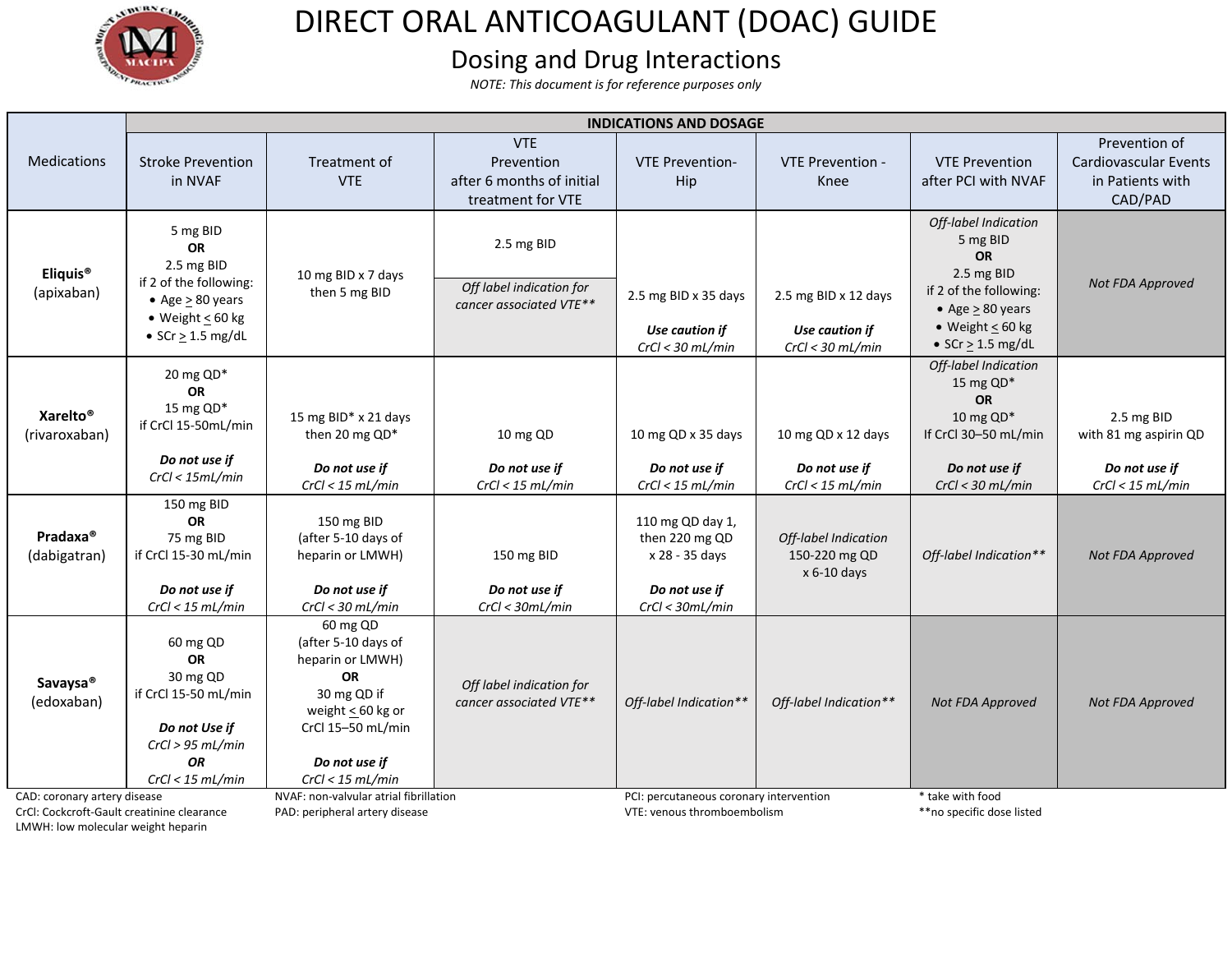# DIRECT ORAL ANTICOAGULANT (DOAC) GUIDE

## Dosing and Drug Interactions

*NOTE: This document is for reference purposes only*

| Medications | INDICATIONS AND DOSAGE | | | | | | |
|---|---|---|---|---|---|---|---|
| | Stroke Prevention in NVAF | Treatment of VTE | VTE Prevention after 6 months of initial treatment for VTE | VTE Prevention-Hip | VTE Prevention - Knee | VTE Prevention after PCI with NVAF | Prevention of Cardiovascular Events in Patients with CAD/PAD |
| **Eliquis®** (apixaban) | 5 mg BID **OR** 2.5 mg BID if 2 of the following: • Age ≥ 80 years • Weight ≤ 60 kg • SCr ≥ 1.5 mg/dL | 10 mg BID x 7 days then 5 mg BID | 2.5 mg BID<br>*Off label indication for cancer associated VTE*** | 2.5 mg BID x 35 days<br>***Use caution if*** *CrCl < 30 mL/min* | 2.5 mg BID x 12 days<br>***Use caution if*** *CrCl < 30 mL/min* | *Off-label Indication* 5 mg BID **OR** 2.5 mg BID if 2 of the following: • Age ≥ 80 years • Weight ≤ 60 kg • SCr ≥ 1.5 mg/dL | *Not FDA Approved* |
| **Xarelto®** (rivaroxaban) | 20 mg QD* **OR** 15 mg QD* if CrCl 15-50mL/min<br>***Do not use if*** *CrCl < 15mL/min* | 15 mg BID* x 21 days then 20 mg QD*<br>***Do not use if*** *CrCl < 15 mL/min* | 10 mg QD<br>***Do not use if*** *CrCl < 15 mL/min* | 10 mg QD x 35 days<br>***Do not use if*** *CrCl < 15 mL/min* | 10 mg QD x 12 days<br>***Do not use if*** *CrCl < 15 mL/min* | *Off-label Indication* 15 mg QD* **OR** 10 mg QD* If CrCl 30–50 mL/min<br>***Do not use if*** *CrCl < 30 mL/min* | 2.5 mg BID with 81 mg aspirin QD<br>***Do not use if*** *CrCl < 15 mL/min* |
| **Pradaxa®** (dabigatran) | 150 mg BID **OR** 75 mg BID if CrCl 15-30 mL/min<br>***Do not use if*** *CrCl < 15 mL/min* | 150 mg BID (after 5-10 days of heparin or LMWH)<br>***Do not use if*** *CrCl < 30 mL/min* | 150 mg BID<br>***Do not use if*** *CrCl < 30mL/min* | 110 mg QD day 1, then 220 mg QD x 28 - 35 days<br>***Do not use if*** *CrCl < 30mL/min* | *Off-label Indication* 150-220 mg QD x 6-10 days | *Off-label Indication*** | *Not FDA Approved* |
| **Savaysa®** (edoxaban) | 60 mg QD **OR** 30 mg QD if CrCl 15-50 mL/min<br>***Do not Use if*** *CrCl > 95 mL/min* ***OR*** *CrCl < 15 mL/min* | 60 mg QD (after 5-10 days of heparin or LMWH) **OR** 30 mg QD if weight ≤ 60 kg or CrCl 15–50 mL/min<br>***Do not use if*** *CrCl < 15 mL/min* | *Off label indication for cancer associated VTE*** | *Off-label Indication*** | *Off-label Indication*** | *Not FDA Approved* | *Not FDA Approved* |

CAD: coronary artery disease
CrCl: Cockcroft-Gault creatinine clearance
LMWH: low molecular weight heparin
NVAF: non-valvular atrial fibrillation
PAD: peripheral artery disease
PCI: percutaneous coronary intervention
VTE: venous thromboembolism
\* take with food
\*\*no specific dose listed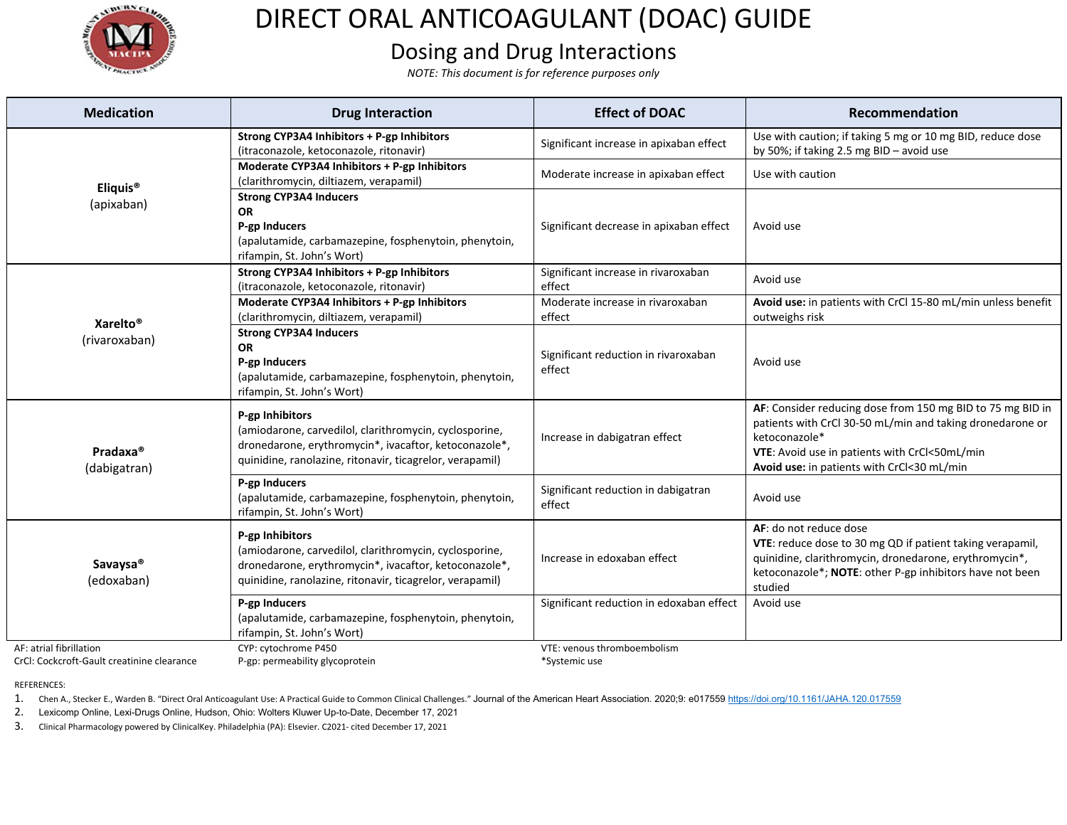# DIRECT ORAL ANTICOAGULANT (DOAC) GUIDE

## Dosing and Drug Interactions

*NOTE: This document is for reference purposes only*

| Medication | Drug Interaction | Effect of DOAC | Recommendation |
|---|---|---|---|
| **Eliquis®** (apixaban) | **Strong CYP3A4 Inhibitors + P-gp Inhibitors** (itraconazole, ketoconazole, ritonavir) | Significant increase in apixaban effect | Use with caution; if taking 5 mg or 10 mg BID, reduce dose by 50%; if taking 2.5 mg BID – avoid use |
| | **Moderate CYP3A4 Inhibitors + P-gp Inhibitors** (clarithromycin, diltiazem, verapamil) | Moderate increase in apixaban effect | Use with caution |
| | **Strong CYP3A4 Inducers** **OR** **P-gp Inducers** (apalutamide, carbamazepine, fosphenytoin, phenytoin, rifampin, St. John's Wort) | Significant decrease in apixaban effect | Avoid use |
| **Xarelto®** (rivaroxaban) | **Strong CYP3A4 Inhibitors + P-gp Inhibitors** (itraconazole, ketoconazole, ritonavir) | Significant increase in rivaroxaban effect | Avoid use |
| | **Moderate CYP3A4 Inhibitors + P-gp Inhibitors** (clarithromycin, diltiazem, verapamil) | Moderate increase in rivaroxaban effect | **Avoid use:** in patients with CrCl 15-80 mL/min unless benefit outweighs risk |
| | **Strong CYP3A4 Inducers** **OR** **P-gp Inducers** (apalutamide, carbamazepine, fosphenytoin, phenytoin, rifampin, St. John's Wort) | Significant reduction in rivaroxaban effect | Avoid use |
| **Pradaxa®** (dabigatran) | **P-gp Inhibitors** (amiodarone, carvedilol, clarithromycin, cyclosporine, dronedarone, erythromycin*, ivacaftor, ketoconazole*, quinidine, ranolazine, ritonavir, ticagrelor, verapamil) | Increase in dabigatran effect | **AF**: Consider reducing dose from 150 mg BID to 75 mg BID in patients with CrCl 30-50 mL/min and taking dronedarone or ketoconazole* **VTE**: Avoid use in patients with CrCl<50mL/min **Avoid use:** in patients with CrCl<30 mL/min |
| | **P-gp Inducers** (apalutamide, carbamazepine, fosphenytoin, phenytoin, rifampin, St. John's Wort) | Significant reduction in dabigatran effect | Avoid use |
| **Savaysa®** (edoxaban) | **P-gp Inhibitors** (amiodarone, carvedilol, clarithromycin, cyclosporine, dronedarone, erythromycin*, ivacaftor, ketoconazole*, quinidine, ranolazine, ritonavir, ticagrelor, verapamil) | Increase in edoxaban effect | **AF**: do not reduce dose **VTE**: reduce dose to 30 mg QD if patient taking verapamil, quinidine, clarithromycin, dronedarone, erythromycin*, ketoconazole*; **NOTE**: other P-gp inhibitors have not been studied |
| | **P-gp Inducers** (apalutamide, carbamazepine, fosphenytoin, phenytoin, rifampin, St. John's Wort) | Significant reduction in edoxaban effect | Avoid use |

AF: atrial fibrillation
CrCl: Cockcroft-Gault creatinine clearance
CYP: cytochrome P450
P-gp: permeability glycoprotein
VTE: venous thromboembolism
*Systemic use

REFERENCES:

1. Chen A., Stecker E., Warden B. "Direct Oral Anticoagulant Use: A Practical Guide to Common Clinical Challenges." Journal of the American Heart Association. 2020;9: e017559 https://doi.org/10.1161/JAHA.120.017559
2. Lexicomp Online, Lexi-Drugs Online, Hudson, Ohio: Wolters Kluwer Up-to-Date, December 17, 2021
3. Clinical Pharmacology powered by ClinicalKey. Philadelphia (PA): Elsevier. C2021- cited December 17, 2021